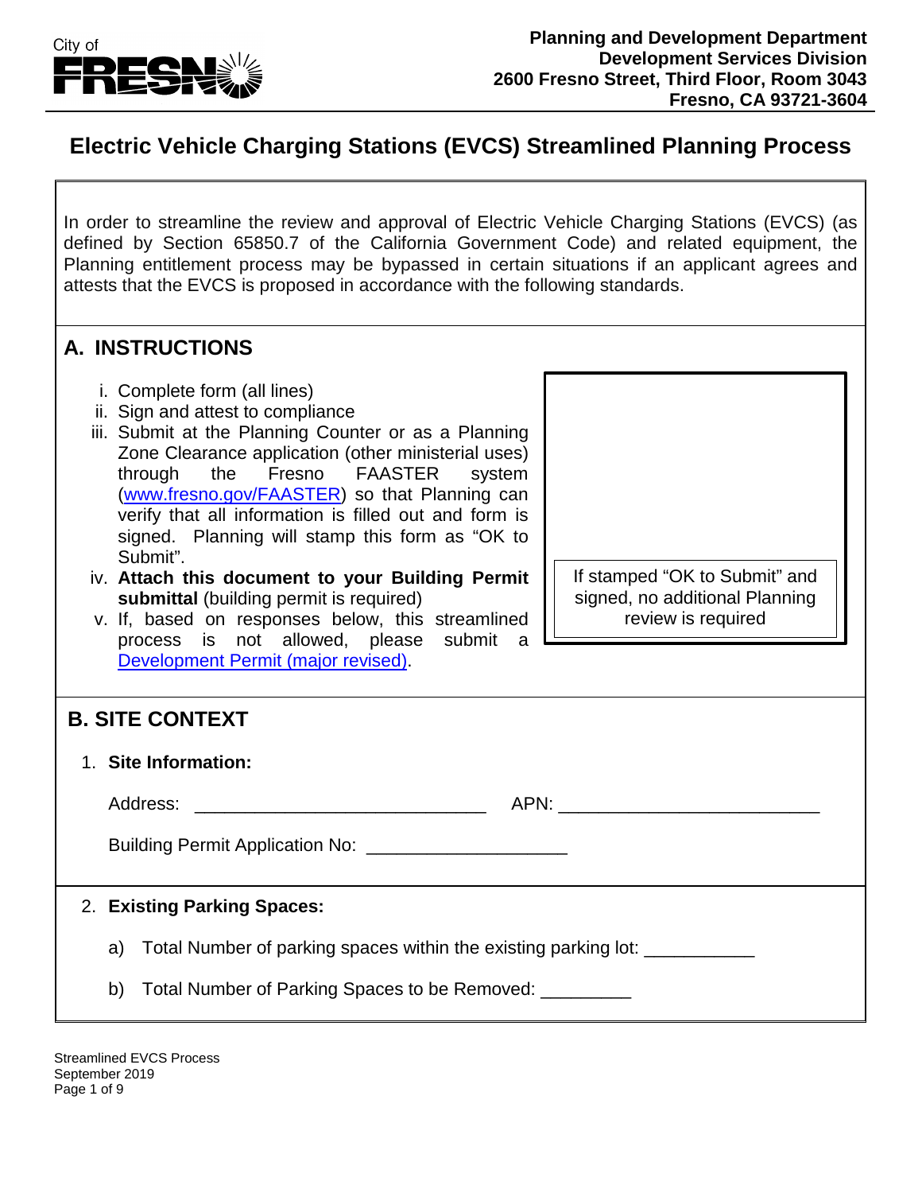City of FRESNO

**Planning and Development Department**
**Development Services Division**
**2600 Fresno Street, Third Floor, Room 3043**
**Fresno, CA 93721-3604**

# Electric Vehicle Charging Stations (EVCS) Streamlined Planning Process

In order to streamline the review and approval of Electric Vehicle Charging Stations (EVCS) (as defined by Section 65850.7 of the California Government Code) and related equipment, the Planning entitlement process may be bypassed in certain situations if an applicant agrees and attests that the EVCS is proposed in accordance with the following standards.

## A. INSTRUCTIONS

i. Complete form (all lines)
ii. Sign and attest to compliance
iii. Submit at the Planning Counter or as a Planning Zone Clearance application (other ministerial uses) through the Fresno FAASTER system (www.fresno.gov/FAASTER) so that Planning can verify that all information is filled out and form is signed. Planning will stamp this form as "OK to Submit".
iv. **Attach this document to your Building Permit submittal** (building permit is required)
v. If, based on responses below, this streamlined process is not allowed, please submit a Development Permit (major revised).

If stamped "OK to Submit" and signed, no additional Planning review is required

## B. SITE CONTEXT

1. **Site Information:**

   Address: _____________________________ APN: __________________________

   Building Permit Application No: ____________________

2. **Existing Parking Spaces:**

   a) Total Number of parking spaces within the existing parking lot: ___________

   b) Total Number of Parking Spaces to be Removed: _________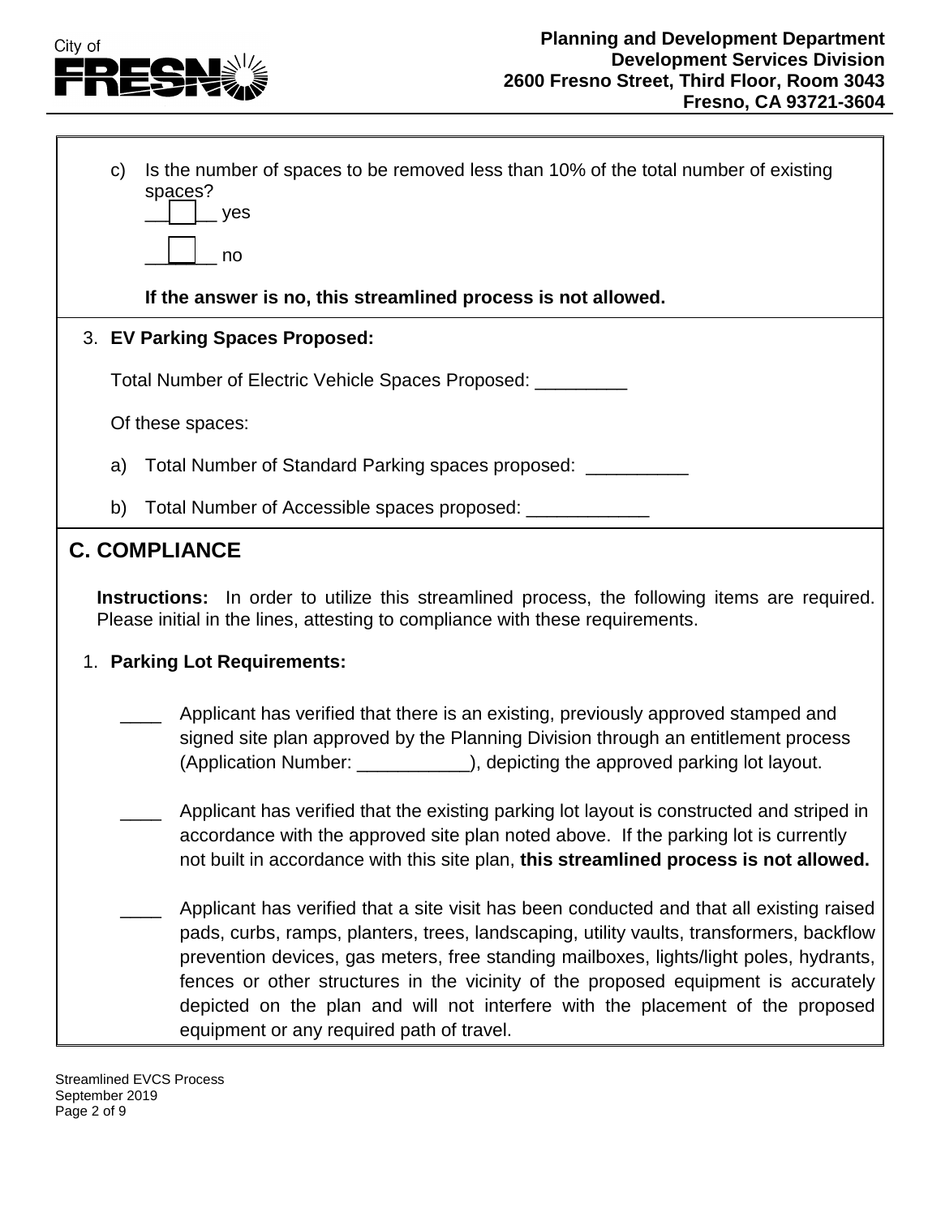c) Is the number of spaces to be removed less than 10% of the total number of existing spaces?

☐ yes

☐ no

**If the answer is no, this streamlined process is not allowed.**

3. **EV Parking Spaces Proposed:**

Total Number of Electric Vehicle Spaces Proposed: _________

Of these spaces:

a) Total Number of Standard Parking spaces proposed: __________

b) Total Number of Accessible spaces proposed: ____________

## C. COMPLIANCE

**Instructions:** In order to utilize this streamlined process, the following items are required. Please initial in the lines, attesting to compliance with these requirements.

1. **Parking Lot Requirements:**

____ Applicant has verified that there is an existing, previously approved stamped and signed site plan approved by the Planning Division through an entitlement process (Application Number: ___________), depicting the approved parking lot layout.

____ Applicant has verified that the existing parking lot layout is constructed and striped in accordance with the approved site plan noted above. If the parking lot is currently not built in accordance with this site plan, **this streamlined process is not allowed.**

____ Applicant has verified that a site visit has been conducted and that all existing raised pads, curbs, ramps, planters, trees, landscaping, utility vaults, transformers, backflow prevention devices, gas meters, free standing mailboxes, lights/light poles, hydrants, fences or other structures in the vicinity of the proposed equipment is accurately depicted on the plan and will not interfere with the placement of the proposed equipment or any required path of travel.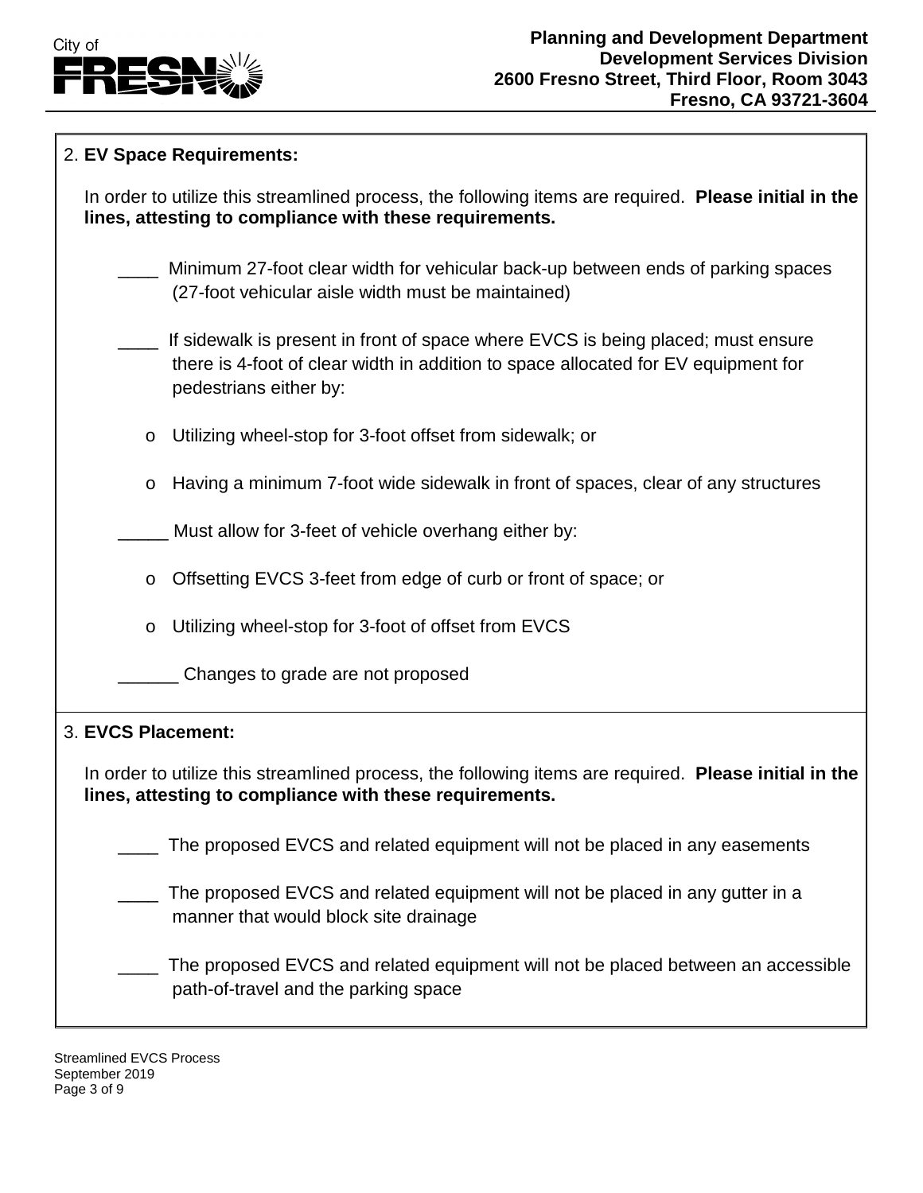2. **EV Space Requirements:**

In order to utilize this streamlined process, the following items are required. **Please initial in the lines, attesting to compliance with these requirements.**

____ Minimum 27-foot clear width for vehicular back-up between ends of parking spaces (27-foot vehicular aisle width must be maintained)

____ If sidewalk is present in front of space where EVCS is being placed; must ensure there is 4-foot of clear width in addition to space allocated for EV equipment for pedestrians either by:

- Utilizing wheel-stop for 3-foot offset from sidewalk; or
- Having a minimum 7-foot wide sidewalk in front of spaces, clear of any structures

_____ Must allow for 3-feet of vehicle overhang either by:

- Offsetting EVCS 3-feet from edge of curb or front of space; or
- Utilizing wheel-stop for 3-foot of offset from EVCS

______ Changes to grade are not proposed

3. **EVCS Placement:**

In order to utilize this streamlined process, the following items are required. **Please initial in the lines, attesting to compliance with these requirements.**

____ The proposed EVCS and related equipment will not be placed in any easements

____ The proposed EVCS and related equipment will not be placed in any gutter in a manner that would block site drainage

____ The proposed EVCS and related equipment will not be placed between an accessible path-of-travel and the parking space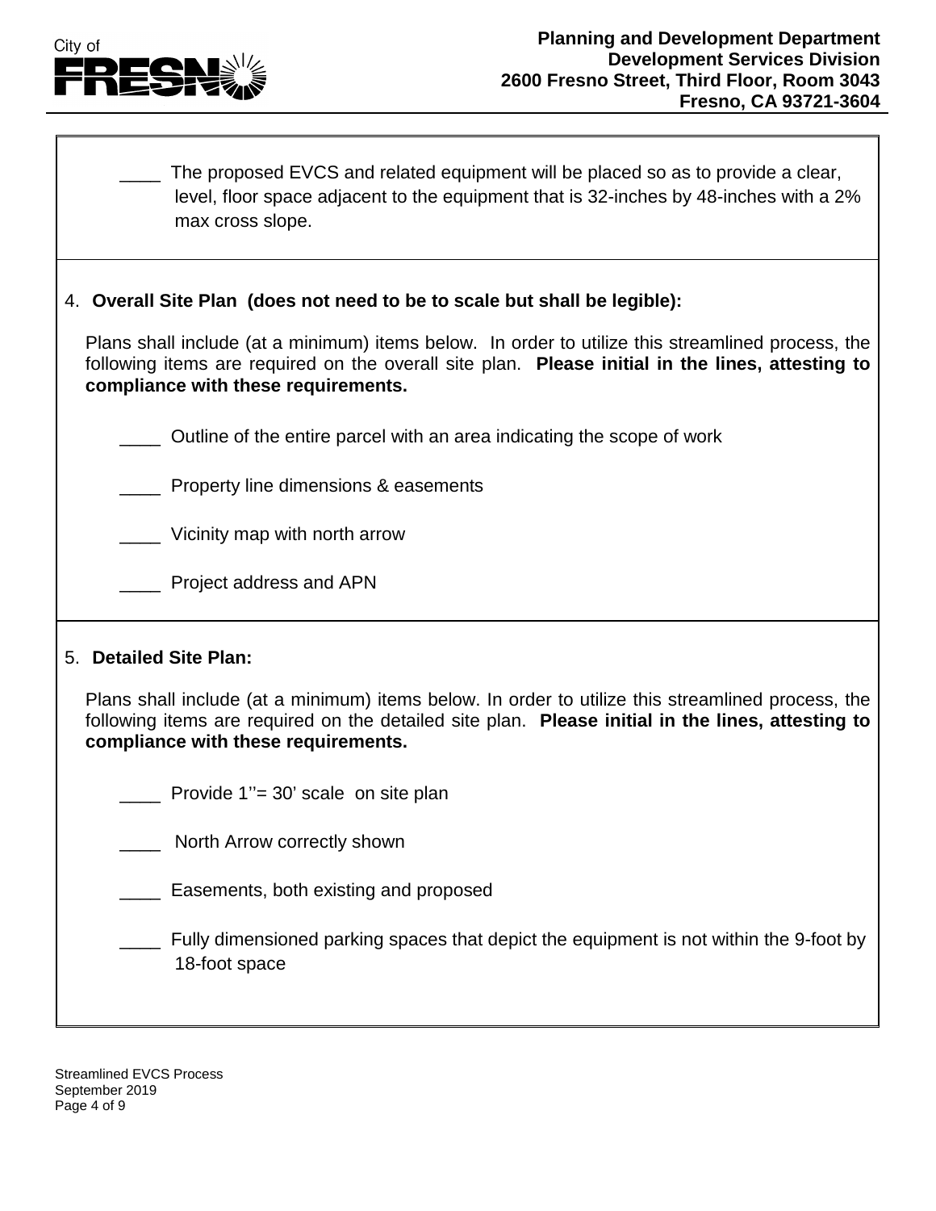____ The proposed EVCS and related equipment will be placed so as to provide a clear, level, floor space adjacent to the equipment that is 32-inches by 48-inches with a 2% max cross slope.

4. **Overall Site Plan (does not need to be to scale but shall be legible):**

Plans shall include (at a minimum) items below. In order to utilize this streamlined process, the following items are required on the overall site plan. **Please initial in the lines, attesting to compliance with these requirements.**

____ Outline of the entire parcel with an area indicating the scope of work

____ Property line dimensions & easements

____ Vicinity map with north arrow

____ Project address and APN

5. **Detailed Site Plan:**

Plans shall include (at a minimum) items below. In order to utilize this streamlined process, the following items are required on the detailed site plan. **Please initial in the lines, attesting to compliance with these requirements.**

____ Provide 1''= 30' scale on site plan

____ North Arrow correctly shown

____ Easements, both existing and proposed

____ Fully dimensioned parking spaces that depict the equipment is not within the 9-foot by 18-foot space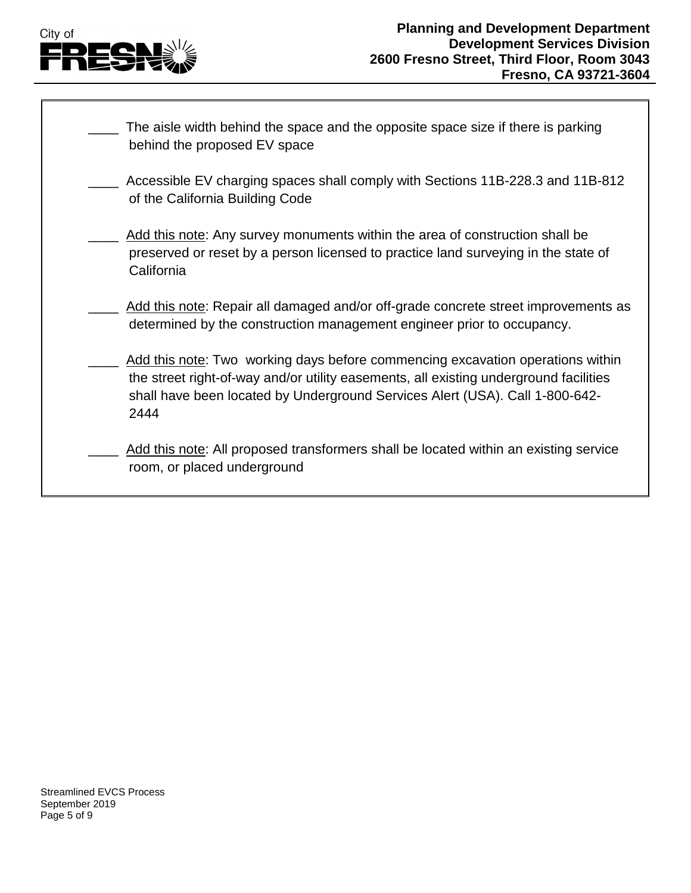____ The aisle width behind the space and the opposite space size if there is parking behind the proposed EV space

____ Accessible EV charging spaces shall comply with Sections 11B-228.3 and 11B-812 of the California Building Code

____ <u>Add this note</u>: Any survey monuments within the area of construction shall be preserved or reset by a person licensed to practice land surveying in the state of California

____ <u>Add this note</u>: Repair all damaged and/or off-grade concrete street improvements as determined by the construction management engineer prior to occupancy.

____ <u>Add this note</u>: Two working days before commencing excavation operations within the street right-of-way and/or utility easements, all existing underground facilities shall have been located by Underground Services Alert (USA). Call 1-800-642-2444

____ <u>Add this note</u>: All proposed transformers shall be located within an existing service room, or placed underground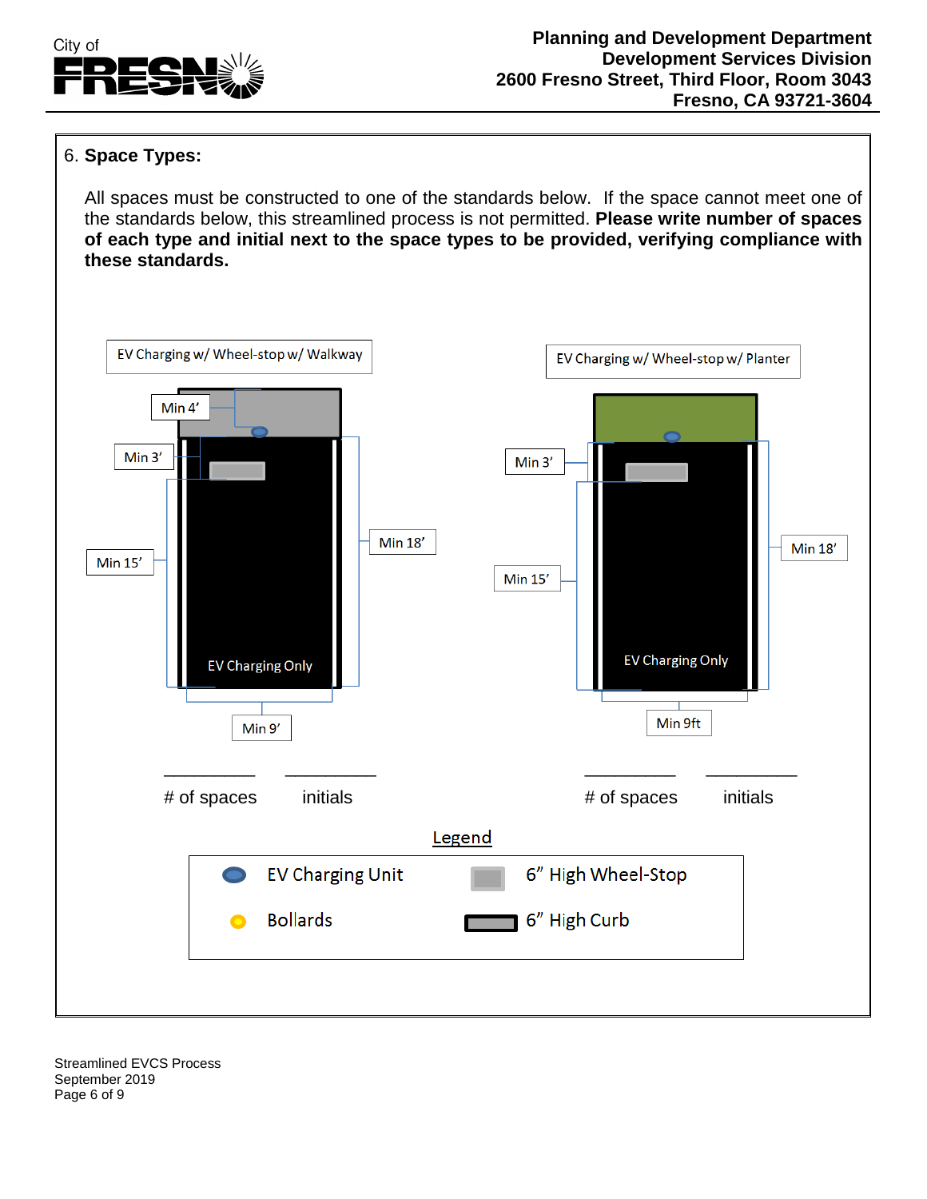6. **Space Types:**

All spaces must be constructed to one of the standards below. If the space cannot meet one of the standards below, this streamlined process is not permitted. **Please write number of spaces of each type and initial next to the space types to be provided, verifying compliance with these standards.**

EV Charging w/ Wheel-stop w/ Walkway

Min 4'

Min 3'

Min 15'

Min 18'

EV Charging Only

Min 9'

__________ # of spaces

__________ initials

EV Charging w/ Wheel-stop w/ Planter

Min 3'

Min 15'

Min 18'

EV Charging Only

Min 9ft

__________ # of spaces

__________ initials

Legend

| | |
|---|---|
| EV Charging Unit | 6" High Wheel-Stop |
| Bollards | 6" High Curb |

Streamlined EVCS Process
September 2019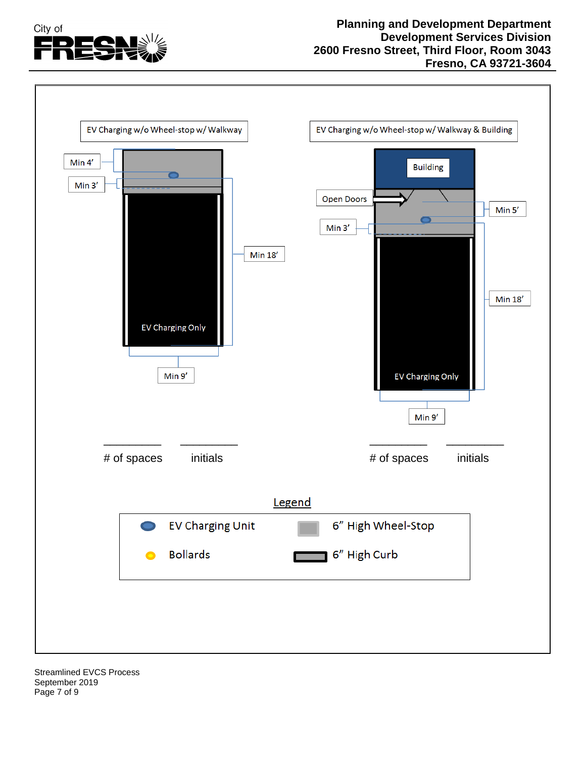**Planning and Development Department**
**Development Services Division**
**2600 Fresno Street, Third Floor, Room 3043**
**Fresno, CA 93721-3604**

EV Charging w/o Wheel-stop w/ Walkway

Min 4'

Min 3'

Min 18'

EV Charging Only

Min 9'

EV Charging w/o Wheel-stop w/ Walkway & Building

Building

Open Doors

Min 5'

Min 3'

Min 18'

EV Charging Only

Min 9'

\_\_\_\_\_\_\_\_\_\_ # of spaces \_\_\_\_\_\_\_\_\_\_ initials

\_\_\_\_\_\_\_\_\_\_ # of spaces \_\_\_\_\_\_\_\_\_\_ initials

## Legend

| | | | |
|---|---|---|---|
| | EV Charging Unit | | 6" High Wheel-Stop |
| | Bollards | | 6" High Curb |

Streamlined EVCS Process
September 2019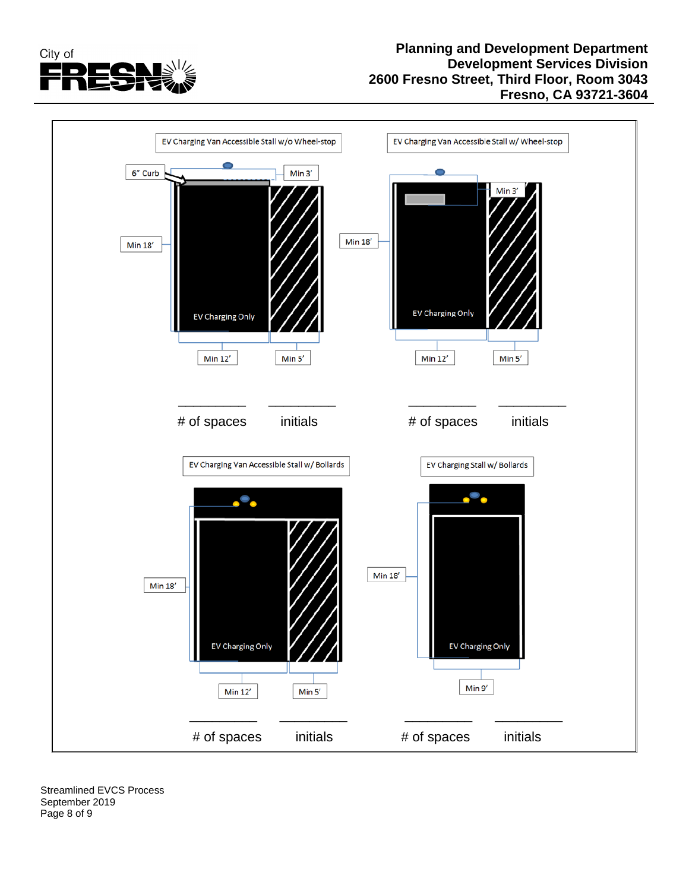City of FRESNO

**Planning and Development Department**
**Development Services Division**
**2600 Fresno Street, Third Floor, Room 3043**
**Fresno, CA 93721-3604**

EV Charging Van Accessible Stall w/o Wheel-stop

6" Curb

Min 3'

Min 18'

EV Charging Only

Min 12'

Min 5'

\_\_\_\_\_\_\_\_\_\_ \_\_\_\_\_\_\_\_\_\_

\# of spaces initials

EV Charging Van Accessible Stall w/ Wheel-stop

Min 3'

Min 18'

EV Charging Only

Min 12'

Min 5'

\_\_\_\_\_\_\_\_\_\_ \_\_\_\_\_\_\_\_\_\_

\# of spaces initials

EV Charging Van Accessible Stall w/ Bollards

Min 18'

EV Charging Only

Min 12'

Min 5'

\_\_\_\_\_\_\_\_\_\_ \_\_\_\_\_\_\_\_\_\_

\# of spaces initials

EV Charging Stall w/ Bollards

Min 18'

EV Charging Only

Min 9'

\_\_\_\_\_\_\_\_\_\_ \_\_\_\_\_\_\_\_\_\_

\# of spaces initials

Streamlined EVCS Process
September 2019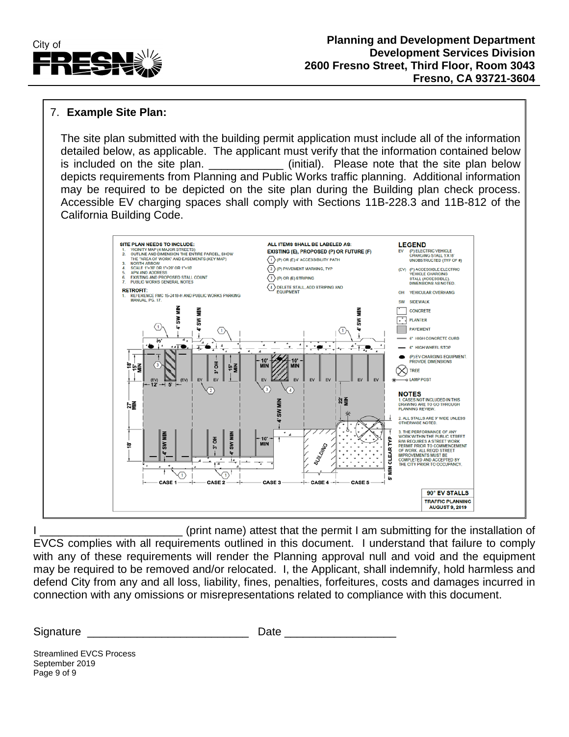7. **Example Site Plan:**

The site plan submitted with the building permit application must include all of the information detailed below, as applicable. The applicant must verify that the information contained below is included on the site plan. ___________ (initial). Please note that the site plan below depicts requirements from Planning and Public Works traffic planning. Additional information may be required to be depicted on the site plan during the Building plan check process. Accessible EV charging spaces shall comply with Sections 11B-228.3 and 11B-812 of the California Building Code.

SITE PLAN NEEDS TO INCLUDE:
1. VICINITY MAP (4 MAJOR STREETS)
2. OUTLINE AND DIMENSION THE ENTIRE PARCEL, SHOW THE "AREA OF WORK" AND EASEMENTS (KEY MAP)
3. NORTH ARROW
4. SCALE 1"=30' OR 1"=20' OR 1"=10'
5. APN AND ADDRESS
6. EXISTING AND PROPOSED STALL COUNT
7. PUBLIC WORKS GENERAL NOTES

RETROFIT:
1. REFERENCE FMC 15-2418-H AND PUBLIC WORKS PARKING MANUAL, PG. 17.

ALL ITEMS SHALL BE LABELED AS: EXISTING (E), PROPOSED (P) OR FUTURE (F)
1. (P) OR (E) 4' ACCESSIBILITY PATH
2. (P) PAVEMENT MARKING, TYP
3. (P) OR (E) STRIPING
4. DELETE STALL, ADD STRIPING AND EQUIPMENT

LEGEND
EV (P) ELECTRIC VEHICLE CHARGING STALL 9'X18' UNOBSTRUCTED (TYP OF #)
(EV) (P) ACCESSIBLE ELECTRIC VEHICLE CHARGING STALL (ACCESSIBLE). DIMENSIONS AS NOTED.
OH VEHICULAR OVERHANG
SW SIDEWALK
CONCRETE
PLANTER
PAVEMENT
6" HIGH CONCRETE CURB
6" HIGH WHEEL STOP
(P) EV CHARGING EQUIPMENT. PROVIDE DIMENSIONS
TREE
LAMP POST

NOTES
1. CASES NOT INCLUDED IN THIS DRAWING ARE TO GO THROUGH PLANNING REVIEW.
2. ALL STALLS ARE 9' WIDE UNLESS OTHERWISE NOTED.
3. THE PERFORMANCE OF ANY WORK WITHIN THE PUBLIC STREET R/W REQUIRES A STREET WORK PERMIT PRIOR TO COMMENCEMENT OF WORK. ALL REQ'D STREET IMPROVEMENTS MUST BE COMPLETED AND ACCEPTED BY THE CITY PRIOR TO OCCUPANCY.

4' SW MIN 4' SW MIN 4' SW MIN 3' 18' 15' MIN 27' MIN 18' 12' 5' 3' OH 15' MIN 10' MIN 10' MIN 22' MIN 4' SW MIN 10' MIN 4' SW MIN 3' OH 4' SW MIN 5' MIN CLEAR TYP

(EV) (EV) EV EV EV EV EV EV EV EV

BUILDING

CASE 1 CASE 2 CASE 3 CASE 4 CASE 5

90° EV STALLS
TRAFFIC PLANNING
AUGUST 9, 2019

I ______________________ (print name) attest that the permit I am submitting for the installation of EVCS complies with all requirements outlined in this document. I understand that failure to comply with any of these requirements will render the Planning approval null and void and the equipment may be required to be removed and/or relocated. I, the Applicant, shall indemnify, hold harmless and defend City from any and all loss, liability, fines, penalties, forfeitures, costs and damages incurred in connection with any omissions or misrepresentations related to compliance with this document.

Signature _________________________ Date _________________